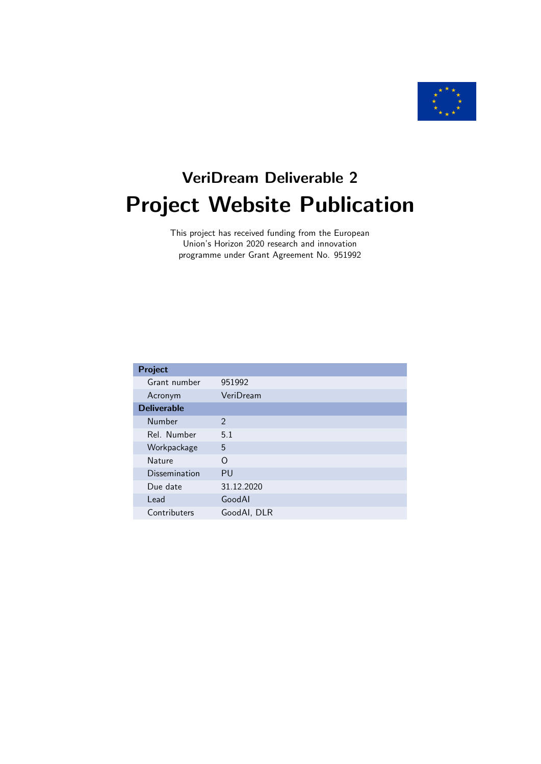## VeriDream Deliverable 2

# Project Website Publication

This project has received funding from the European Union's Horizon 2020 research and innovation programme under Grant Agreement No. 951992

| **Project** | |
|---|---|
| Grant number | 951992 |
| Acronym | VeriDream |
| **Deliverable** | |
| Number | 2 |
| Rel. Number | 5.1 |
| Workpackage | 5 |
| Nature | O |
| Dissemination | PU |
| Due date | 31.12.2020 |
| Lead | GoodAI |
| Contributers | GoodAI, DLR |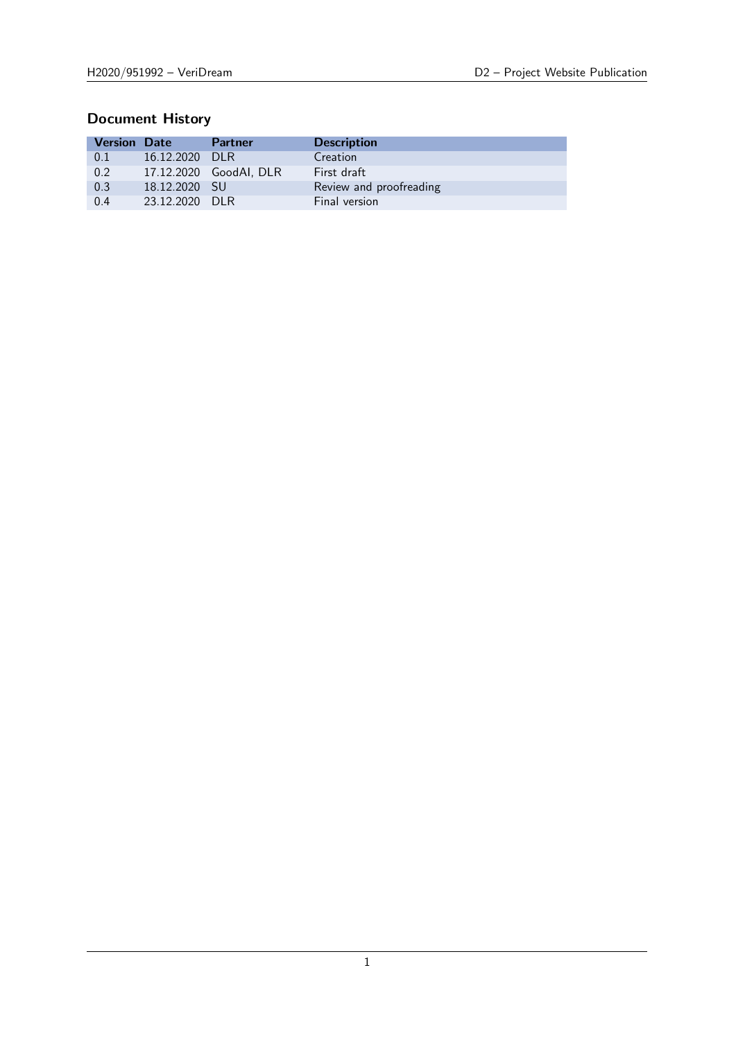## Document History

| Version | Date | Partner | Description |
|---|---|---|---|
| 0.1 | 16.12.2020 | DLR | Creation |
| 0.2 | 17.12.2020 | GoodAI, DLR | First draft |
| 0.3 | 18.12.2020 | SU | Review and proofreading |
| 0.4 | 23.12.2020 | DLR | Final version |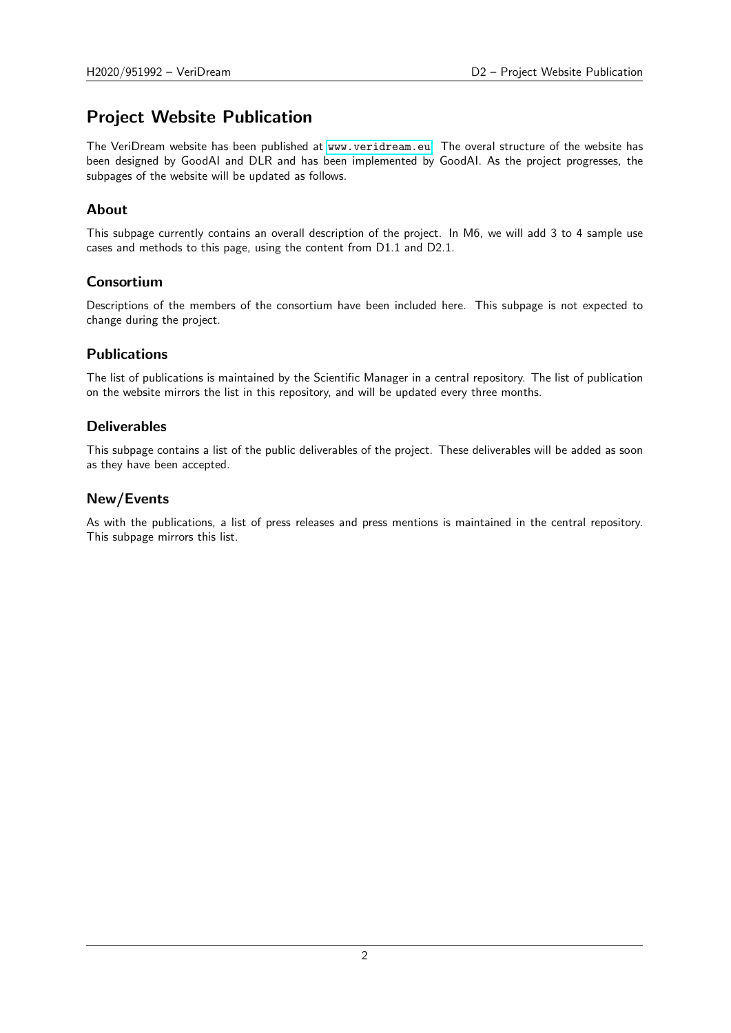# Project Website Publication

The VeriDream website has been published at www.veridream.eu. The overal structure of the website has been designed by GoodAI and DLR and has been implemented by GoodAI. As the project progresses, the subpages of the website will be updated as follows.

## About

This subpage currently contains an overall description of the project. In M6, we will add 3 to 4 sample use cases and methods to this page, using the content from D1.1 and D2.1.

## Consortium

Descriptions of the members of the consortium have been included here. This subpage is not expected to change during the project.

## Publications

The list of publications is maintained by the Scientific Manager in a central repository. The list of publication on the website mirrors the list in this repository, and will be updated every three months.

## Deliverables

This subpage contains a list of the public deliverables of the project. These deliverables will be added as soon as they have been accepted.

## New/Events

As with the publications, a list of press releases and press mentions is maintained in the central repository. This subpage mirrors this list.